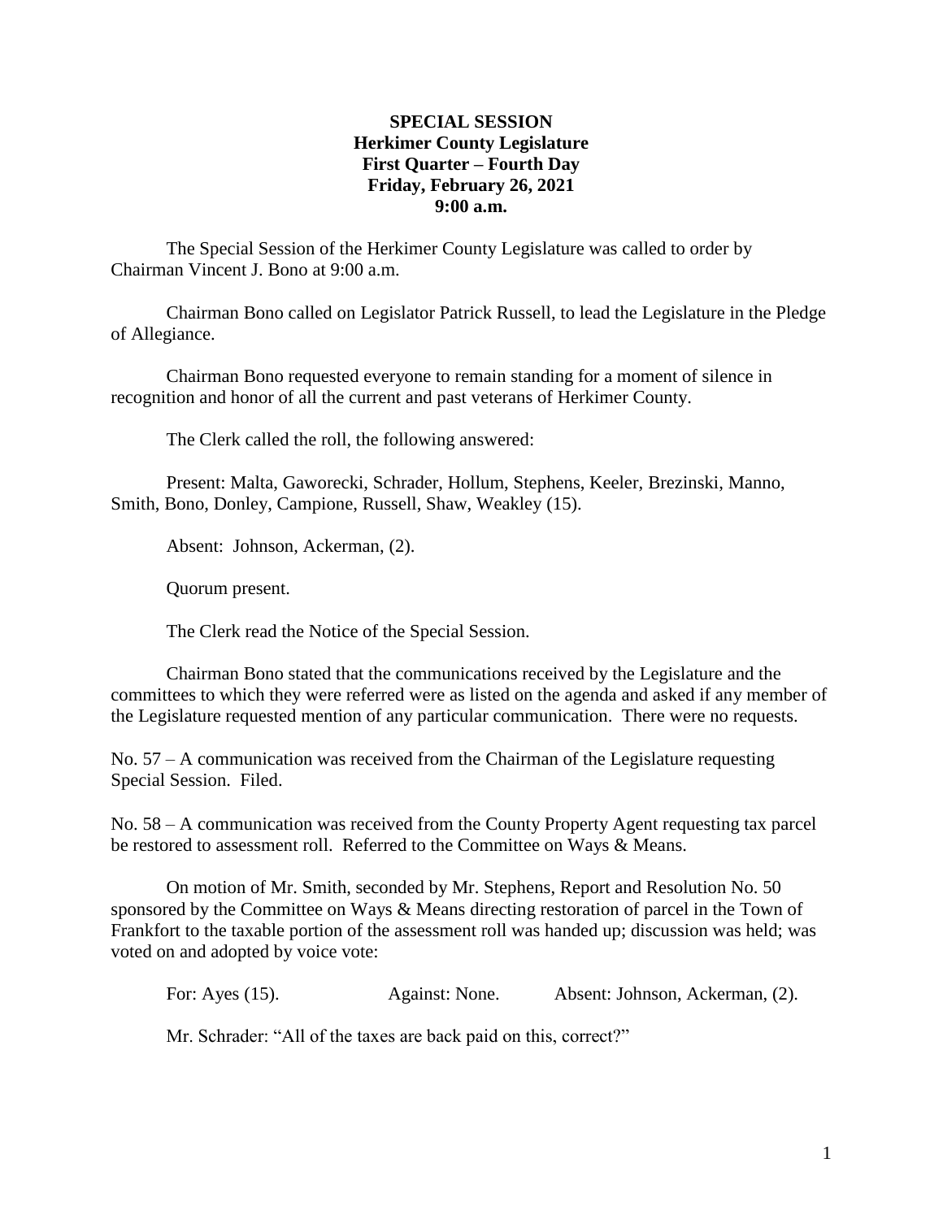**SPECIAL SESSION**
**Herkimer County Legislature**
**First Quarter – Fourth Day**
**Friday, February 26, 2021**
**9:00 a.m.**

The Special Session of the Herkimer County Legislature was called to order by Chairman Vincent J. Bono at 9:00 a.m.

Chairman Bono called on Legislator Patrick Russell, to lead the Legislature in the Pledge of Allegiance.

Chairman Bono requested everyone to remain standing for a moment of silence in recognition and honor of all the current and past veterans of Herkimer County.

The Clerk called the roll, the following answered:

Present: Malta, Gaworecki, Schrader, Hollum, Stephens, Keeler, Brezinski, Manno, Smith, Bono, Donley, Campione, Russell, Shaw, Weakley (15).

Absent: Johnson, Ackerman, (2).

Quorum present.

The Clerk read the Notice of the Special Session.

Chairman Bono stated that the communications received by the Legislature and the committees to which they were referred were as listed on the agenda and asked if any member of the Legislature requested mention of any particular communication. There were no requests.

No. 57 – A communication was received from the Chairman of the Legislature requesting Special Session. Filed.

No. 58 – A communication was received from the County Property Agent requesting tax parcel be restored to assessment roll. Referred to the Committee on Ways & Means.

On motion of Mr. Smith, seconded by Mr. Stephens, Report and Resolution No. 50 sponsored by the Committee on Ways & Means directing restoration of parcel in the Town of Frankfort to the taxable portion of the assessment roll was handed up; discussion was held; was voted on and adopted by voice vote:

For: Ayes (15). Against: None. Absent: Johnson, Ackerman, (2).

Mr. Schrader: "All of the taxes are back paid on this, correct?"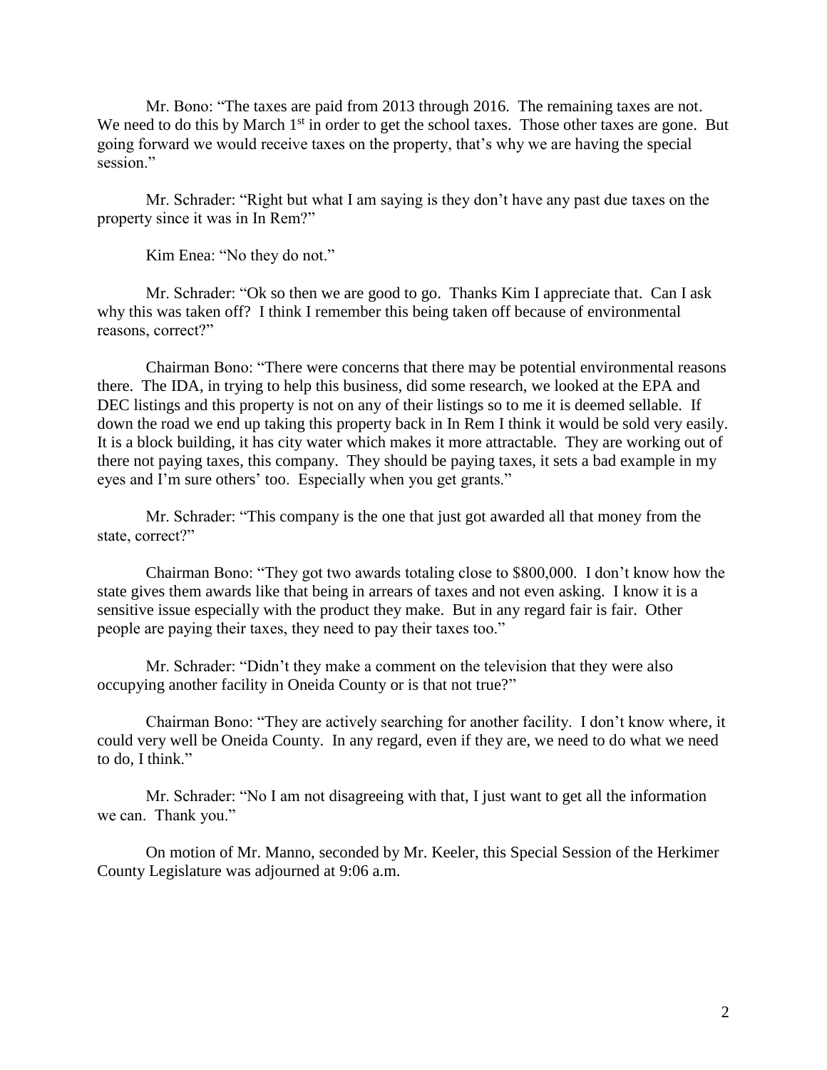Mr. Bono: "The taxes are paid from 2013 through 2016. The remaining taxes are not. We need to do this by March 1st in order to get the school taxes. Those other taxes are gone. But going forward we would receive taxes on the property, that's why we are having the special session."

Mr. Schrader: "Right but what I am saying is they don't have any past due taxes on the property since it was in In Rem?"

Kim Enea: "No they do not."

Mr. Schrader: "Ok so then we are good to go. Thanks Kim I appreciate that. Can I ask why this was taken off? I think I remember this being taken off because of environmental reasons, correct?"

Chairman Bono: "There were concerns that there may be potential environmental reasons there. The IDA, in trying to help this business, did some research, we looked at the EPA and DEC listings and this property is not on any of their listings so to me it is deemed sellable. If down the road we end up taking this property back in In Rem I think it would be sold very easily. It is a block building, it has city water which makes it more attractable. They are working out of there not paying taxes, this company. They should be paying taxes, it sets a bad example in my eyes and I'm sure others' too. Especially when you get grants."

Mr. Schrader: "This company is the one that just got awarded all that money from the state, correct?"

Chairman Bono: "They got two awards totaling close to $800,000. I don't know how the state gives them awards like that being in arrears of taxes and not even asking. I know it is a sensitive issue especially with the product they make. But in any regard fair is fair. Other people are paying their taxes, they need to pay their taxes too."

Mr. Schrader: "Didn't they make a comment on the television that they were also occupying another facility in Oneida County or is that not true?"

Chairman Bono: "They are actively searching for another facility. I don't know where, it could very well be Oneida County. In any regard, even if they are, we need to do what we need to do, I think."

Mr. Schrader: "No I am not disagreeing with that, I just want to get all the information we can. Thank you."

On motion of Mr. Manno, seconded by Mr. Keeler, this Special Session of the Herkimer County Legislature was adjourned at 9:06 a.m.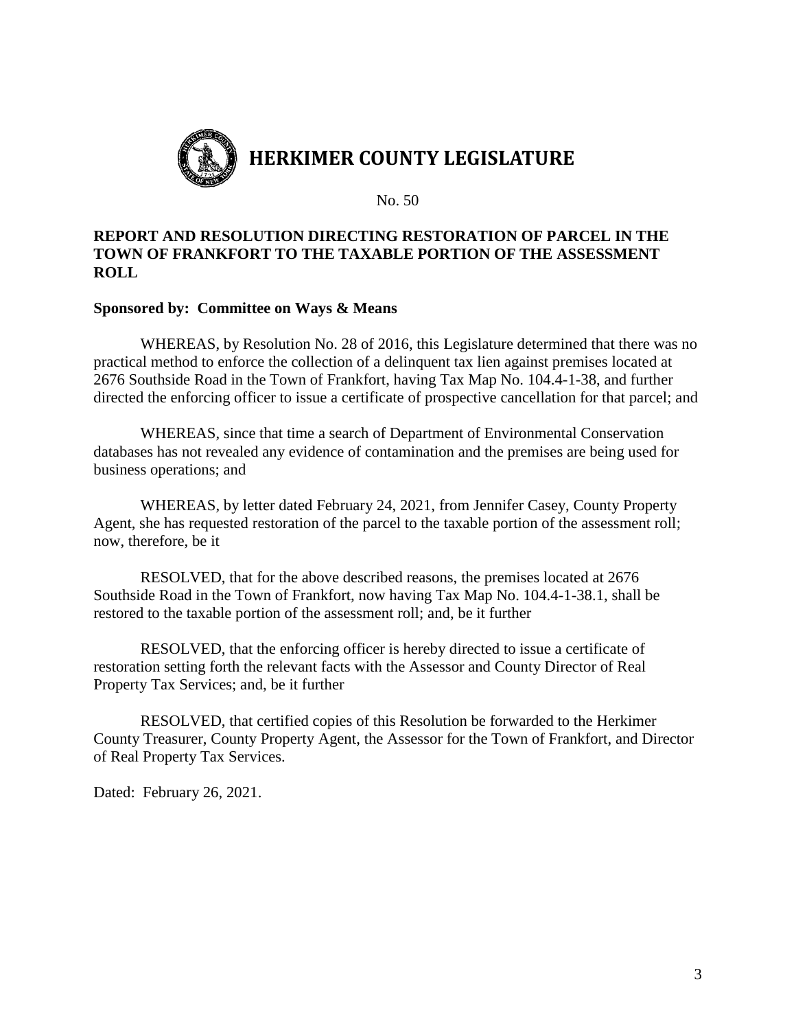# HERKIMER COUNTY LEGISLATURE

No. 50

**REPORT AND RESOLUTION DIRECTING RESTORATION OF PARCEL IN THE TOWN OF FRANKFORT TO THE TAXABLE PORTION OF THE ASSESSMENT ROLL**

**Sponsored by: Committee on Ways & Means**

WHEREAS, by Resolution No. 28 of 2016, this Legislature determined that there was no practical method to enforce the collection of a delinquent tax lien against premises located at 2676 Southside Road in the Town of Frankfort, having Tax Map No. 104.4-1-38, and further directed the enforcing officer to issue a certificate of prospective cancellation for that parcel; and

WHEREAS, since that time a search of Department of Environmental Conservation databases has not revealed any evidence of contamination and the premises are being used for business operations; and

WHEREAS, by letter dated February 24, 2021, from Jennifer Casey, County Property Agent, she has requested restoration of the parcel to the taxable portion of the assessment roll; now, therefore, be it

RESOLVED, that for the above described reasons, the premises located at 2676 Southside Road in the Town of Frankfort, now having Tax Map No. 104.4-1-38.1, shall be restored to the taxable portion of the assessment roll; and, be it further

RESOLVED, that the enforcing officer is hereby directed to issue a certificate of restoration setting forth the relevant facts with the Assessor and County Director of Real Property Tax Services; and, be it further

RESOLVED, that certified copies of this Resolution be forwarded to the Herkimer County Treasurer, County Property Agent, the Assessor for the Town of Frankfort, and Director of Real Property Tax Services.

Dated: February 26, 2021.